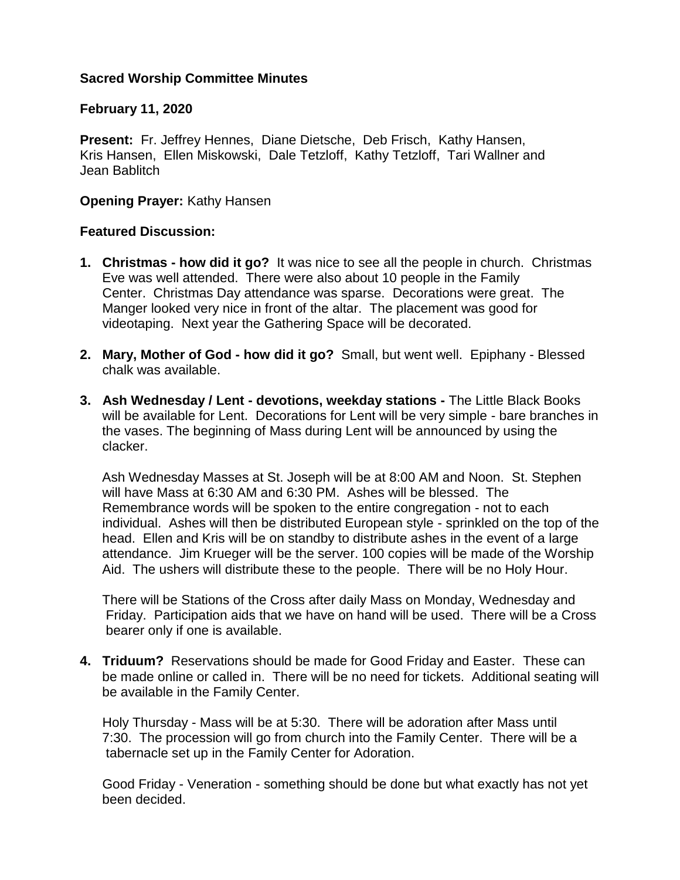**Sacred Worship Committee Minutes**

**February 11, 2020**

**Present:** Fr. Jeffrey Hennes, Diane Dietsche, Deb Frisch, Kathy Hansen, Kris Hansen, Ellen Miskowski, Dale Tetzloff, Kathy Tetzloff, Tari Wallner and Jean Bablitch

**Opening Prayer:** Kathy Hansen

**Featured Discussion:**

1. **Christmas - how did it go?** It was nice to see all the people in church. Christmas Eve was well attended. There were also about 10 people in the Family Center. Christmas Day attendance was sparse. Decorations were great. The Manger looked very nice in front of the altar. The placement was good for videotaping. Next year the Gathering Space will be decorated.

2. **Mary, Mother of God - how did it go?** Small, but went well. Epiphany - Blessed chalk was available.

3. **Ash Wednesday / Lent - devotions, weekday stations -** The Little Black Books will be available for Lent. Decorations for Lent will be very simple - bare branches in the vases. The beginning of Mass during Lent will be announced by using the clacker.

   Ash Wednesday Masses at St. Joseph will be at 8:00 AM and Noon. St. Stephen will have Mass at 6:30 AM and 6:30 PM. Ashes will be blessed. The Remembrance words will be spoken to the entire congregation - not to each individual. Ashes will then be distributed European style - sprinkled on the top of the head. Ellen and Kris will be on standby to distribute ashes in the event of a large attendance. Jim Krueger will be the server. 100 copies will be made of the Worship Aid. The ushers will distribute these to the people. There will be no Holy Hour.

   There will be Stations of the Cross after daily Mass on Monday, Wednesday and Friday. Participation aids that we have on hand will be used. There will be a Cross bearer only if one is available.

4. **Triduum?** Reservations should be made for Good Friday and Easter. These can be made online or called in. There will be no need for tickets. Additional seating will be available in the Family Center.

   Holy Thursday - Mass will be at 5:30. There will be adoration after Mass until 7:30. The procession will go from church into the Family Center. There will be a tabernacle set up in the Family Center for Adoration.

   Good Friday - Veneration - something should be done but what exactly has not yet been decided.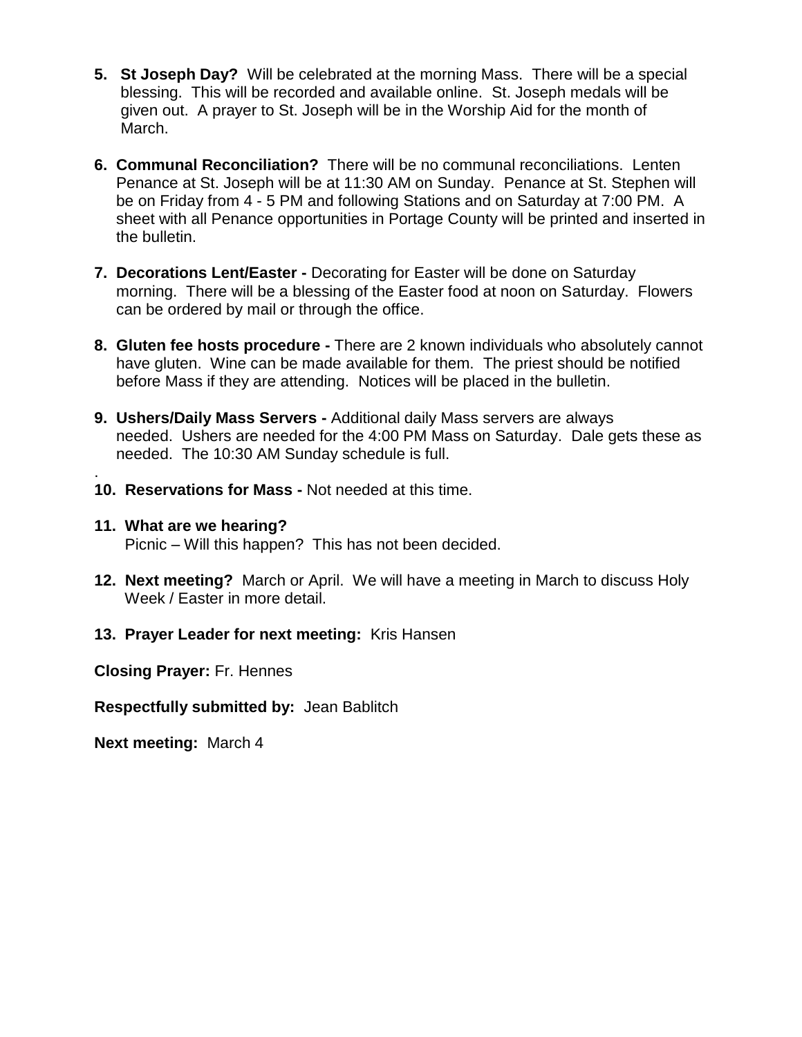5. **St Joseph Day?** Will be celebrated at the morning Mass. There will be a special blessing. This will be recorded and available online. St. Joseph medals will be given out. A prayer to St. Joseph will be in the Worship Aid for the month of March.

6. **Communal Reconciliation?** There will be no communal reconciliations. Lenten Penance at St. Joseph will be at 11:30 AM on Sunday. Penance at St. Stephen will be on Friday from 4 - 5 PM and following Stations and on Saturday at 7:00 PM. A sheet with all Penance opportunities in Portage County will be printed and inserted in the bulletin.

7. **Decorations Lent/Easter -** Decorating for Easter will be done on Saturday morning. There will be a blessing of the Easter food at noon on Saturday. Flowers can be ordered by mail or through the office.

8. **Gluten fee hosts procedure -** There are 2 known individuals who absolutely cannot have gluten. Wine can be made available for them. The priest should be notified before Mass if they are attending. Notices will be placed in the bulletin.

9. **Ushers/Daily Mass Servers -** Additional daily Mass servers are always needed. Ushers are needed for the 4:00 PM Mass on Saturday. Dale gets these as needed. The 10:30 AM Sunday schedule is full.

.

10. **Reservations for Mass -** Not needed at this time.

11. **What are we hearing?**
    Picnic – Will this happen? This has not been decided.

12. **Next meeting?** March or April. We will have a meeting in March to discuss Holy Week / Easter in more detail.

13. **Prayer Leader for next meeting:** Kris Hansen

**Closing Prayer:** Fr. Hennes

**Respectfully submitted by:** Jean Bablitch

**Next meeting:** March 4